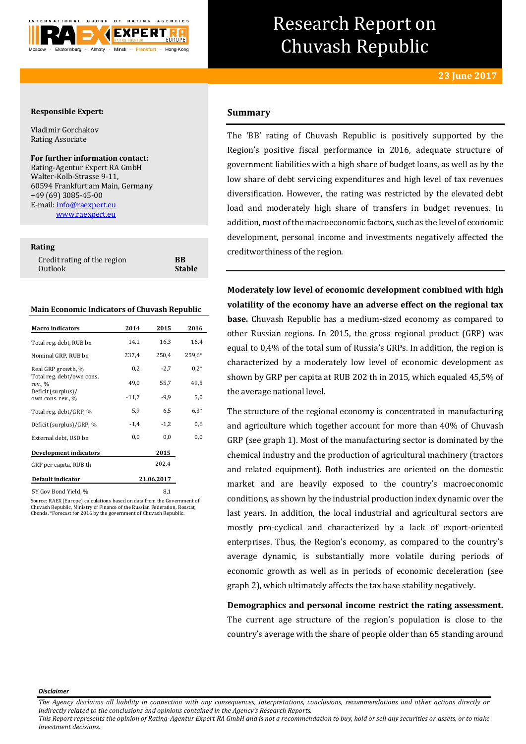# Research Report on Chuvash Republic

**23 June 2017**

**Responsible Expert:**

Vladimir Gorchakov
Rating Associate

**For further information contact:**
Rating-Agentur Expert RA GmbH
Walter-Kolb-Strasse 9-11,
60594 Frankfurt am Main, Germany
+49 (69) 3085-45-00
E-mail: info@raexpert.eu
www.raexpert.eu

**Rating**

| Credit rating of the region | **BB** |
|---|---|
| Outlook | **Stable** |

**Main Economic Indicators of Chuvash Republic**

| Macro indicators | 2014 | 2015 | 2016 |
|---|---|---|---|
| Total reg. debt, RUB bn | 14,1 | 16,3 | 16,4 |
| Nominal GRP, RUB bn | 237,4 | 250,4 | 259,6* |
| Real GRP growth, % | 0,2 | -2,7 | 0,2* |
| Total reg. debt/own cons. rev., % | 49,0 | 55,7 | 49,5 |
| Deficit (surplus)/ own cons. rev., % | -11,7 | -9,9 | 5,0 |
| Total reg. debt/GRP, % | 5,9 | 6,5 | 6,3* |
| Deficit (surplus)/GRP, % | -1,4 | -1,2 | 0,6 |
| External debt, USD bn | 0,0 | 0,0 | 0,0 |
| **Development indicators** | | 2015 | |
| GRP per capita, RUB th | | 202,4 | |
| **Default indicator** | | 21.06.2017 | |
| 5Y Gov Bond Yield, % | | 8,1 | |

Source: RAEX (Europe) calculations based on data from the Government of Chuvash Republic, Ministry of Finance of the Russian Federation, Rosstat, Cbonds. *Forecast for 2016 by the government of Chuvash Republic.

## Summary

The 'BB' rating of Chuvash Republic is positively supported by the Region's positive fiscal performance in 2016, adequate structure of government liabilities with a high share of budget loans, as well as by the low share of debt servicing expenditures and high level of tax revenues diversification. However, the rating was restricted by the elevated debt load and moderately high share of transfers in budget revenues. In addition, most of the macroeconomic factors, such as the level of economic development, personal income and investments negatively affected the creditworthiness of the region.

**Moderately low level of economic development combined with high volatility of the economy have an adverse effect on the regional tax base.** Chuvash Republic has a medium-sized economy as compared to other Russian regions. In 2015, the gross regional product (GRP) was equal to 0,4% of the total sum of Russia's GRPs. In addition, the region is characterized by a moderately low level of economic development as shown by GRP per capita at RUB 202 th in 2015, which equaled 45,5% of the average national level.

The structure of the regional economy is concentrated in manufacturing and agriculture which together account for more than 40% of Chuvash GRP (see graph 1). Most of the manufacturing sector is dominated by the chemical industry and the production of agricultural machinery (tractors and related equipment). Both industries are oriented on the domestic market and are heavily exposed to the country's macroeconomic conditions, as shown by the industrial production index dynamic over the last years. In addition, the local industrial and agricultural sectors are mostly pro-cyclical and characterized by a lack of export-oriented enterprises. Thus, the Region's economy, as compared to the country's average dynamic, is substantially more volatile during periods of economic growth as well as in periods of economic deceleration (see graph 2), which ultimately affects the tax base stability negatively.

**Demographics and personal income restrict the rating assessment.** The current age structure of the region's population is close to the country's average with the share of people older than 65 standing around

***Disclaimer***

*The Agency disclaims all liability in connection with any consequences, interpretations, conclusions, recommendations and other actions directly or indirectly related to the conclusions and opinions contained in the Agency's Research Reports.*
*This Report represents the opinion of Rating-Agentur Expert RA GmbH and is not a recommendation to buy, hold or sell any securities or assets, or to make investment decisions.*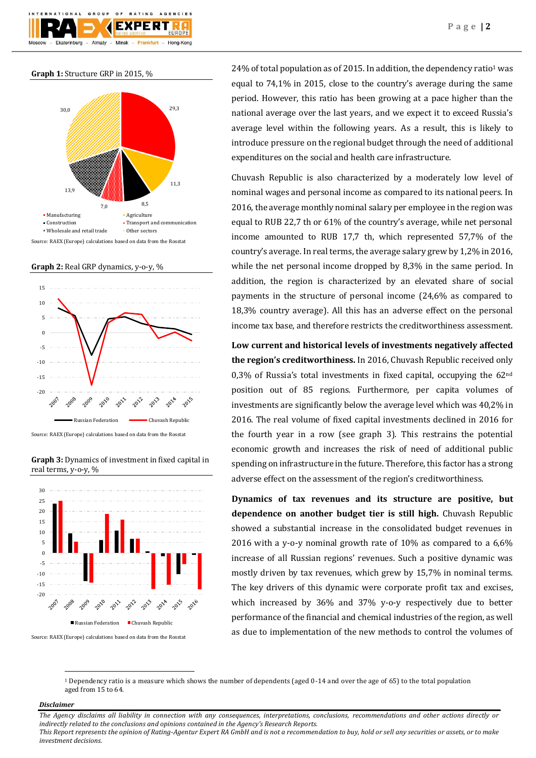**Graph 1:** Structure GRP in 2015, %

Source: RAEX (Europe) calculations based on data from the Rosstat

**Graph 2:** Real GRP dynamics, y-o-y, %

Source: RAEX (Europe) calculations based on data from the Rosstat

**Graph 3:** Dynamics of investment in fixed capital in real terms, y-o-y, %

Source: RAEX (Europe) calculations based on data from the Rosstat

24% of total population as of 2015. In addition, the dependency ratio[1] was equal to 74,1% in 2015, close to the country's average during the same period. However, this ratio has been growing at a pace higher than the national average over the last years, and we expect it to exceed Russia's average level within the following years. As a result, this is likely to introduce pressure on the regional budget through the need of additional expenditures on the social and health care infrastructure.

Chuvash Republic is also characterized by a moderately low level of nominal wages and personal income as compared to its national peers. In 2016, the average monthly nominal salary per employee in the region was equal to RUB 22,7 th or 61% of the country's average, while net personal income amounted to RUB 17,7 th, which represented 57,7% of the country's average. In real terms, the average salary grew by 1,2% in 2016, while the net personal income dropped by 8,3% in the same period. In addition, the region is characterized by an elevated share of social payments in the structure of personal income (24,6% as compared to 18,3% country average). All this has an adverse effect on the personal income tax base, and therefore restricts the creditworthiness assessment.

**Low current and historical levels of investments negatively affected the region's creditworthiness.** In 2016, Chuvash Republic received only 0,3% of Russia's total investments in fixed capital, occupying the 62nd position out of 85 regions. Furthermore, per capita volumes of investments are significantly below the average level which was 40,2% in 2016. The real volume of fixed capital investments declined in 2016 for the fourth year in a row (see graph 3). This restrains the potential economic growth and increases the risk of need of additional public spending on infrastructure in the future. Therefore, this factor has a strong adverse effect on the assessment of the region's creditworthiness.

**Dynamics of tax revenues and its structure are positive, but dependence on another budget tier is still high.** Chuvash Republic showed a substantial increase in the consolidated budget revenues in 2016 with a y-o-y nominal growth rate of 10% as compared to a 6,6% increase of all Russian regions' revenues. Such a positive dynamic was mostly driven by tax revenues, which grew by 15,7% in nominal terms. The key drivers of this dynamic were corporate profit tax and excises, which increased by 36% and 37% y-o-y respectively due to better performance of the financial and chemical industries of the region, as well as due to implementation of the new methods to control the volumes of

[1] Dependency ratio is a measure which shows the number of dependents (aged 0-14 and over the age of 65) to the total population aged from 15 to 64.

***Disclaimer***

*The Agency disclaims all liability in connection with any consequences, interpretations, conclusions, recommendations and other actions directly or indirectly related to the conclusions and opinions contained in the Agency's Research Reports.*
*This Report represents the opinion of Rating-Agentur Expert RA GmbH and is not a recommendation to buy, hold or sell any securities or assets, or to make investment decisions.*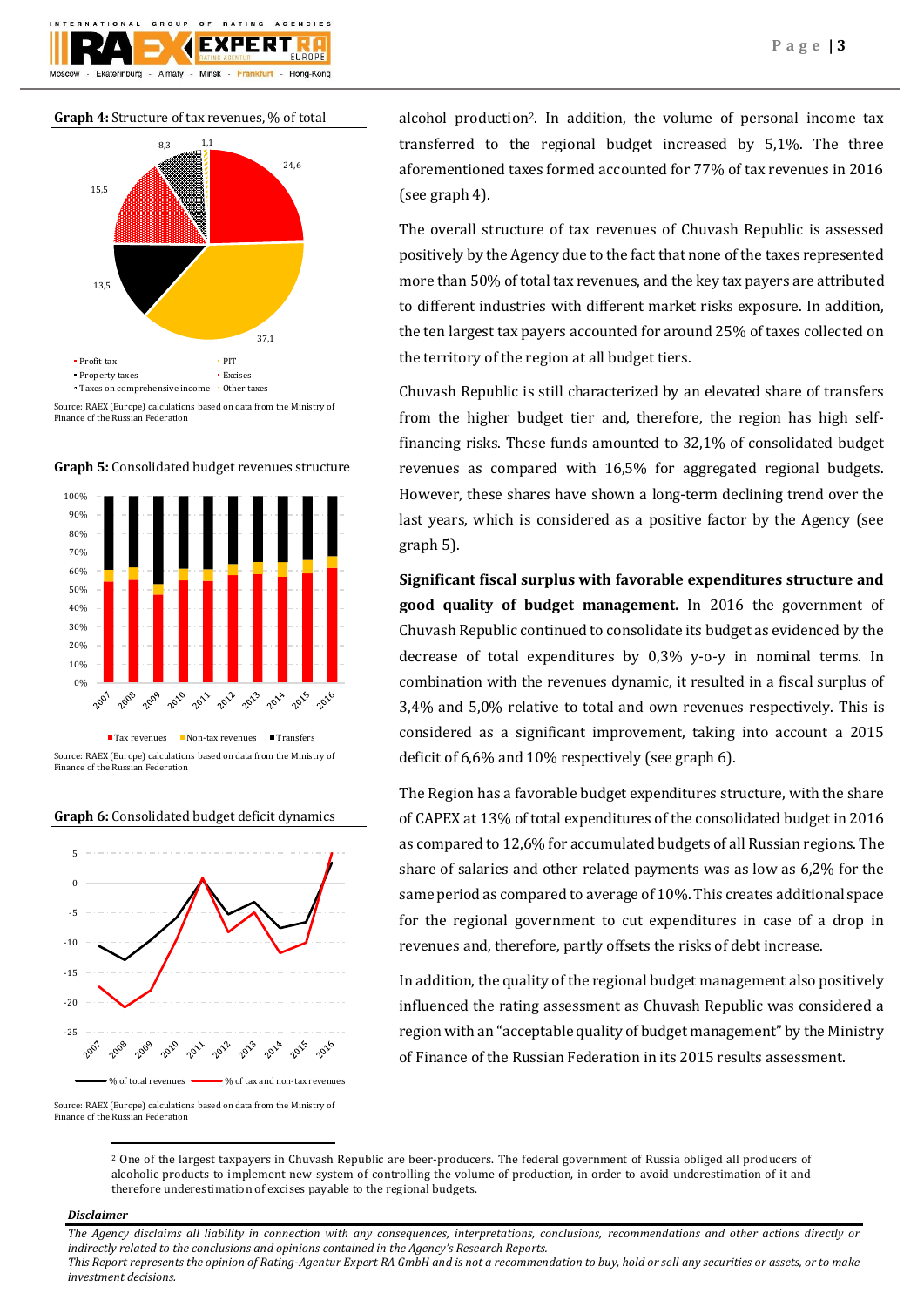**Graph 4:** Structure of tax revenues, % of total

Source: RAEX (Europe) calculations based on data from the Ministry of Finance of the Russian Federation

**Graph 5:** Consolidated budget revenues structure

Source: RAEX (Europe) calculations based on data from the Ministry of Finance of the Russian Federation

**Graph 6:** Consolidated budget deficit dynamics

Source: RAEX (Europe) calculations based on data from the Ministry of Finance of the Russian Federation

alcohol production[2]. In addition, the volume of personal income tax transferred to the regional budget increased by 5,1%. The three aforementioned taxes formed accounted for 77% of tax revenues in 2016 (see graph 4).

The overall structure of tax revenues of Chuvash Republic is assessed positively by the Agency due to the fact that none of the taxes represented more than 50% of total tax revenues, and the key tax payers are attributed to different industries with different market risks exposure. In addition, the ten largest tax payers accounted for around 25% of taxes collected on the territory of the region at all budget tiers.

Chuvash Republic is still characterized by an elevated share of transfers from the higher budget tier and, therefore, the region has high self-financing risks. These funds amounted to 32,1% of consolidated budget revenues as compared with 16,5% for aggregated regional budgets. However, these shares have shown a long-term declining trend over the last years, which is considered as a positive factor by the Agency (see graph 5).

**Significant fiscal surplus with favorable expenditures structure and good quality of budget management.** In 2016 the government of Chuvash Republic continued to consolidate its budget as evidenced by the decrease of total expenditures by 0,3% y-o-y in nominal terms. In combination with the revenues dynamic, it resulted in a fiscal surplus of 3,4% and 5,0% relative to total and own revenues respectively. This is considered as a significant improvement, taking into account a 2015 deficit of 6,6% and 10% respectively (see graph 6).

The Region has a favorable budget expenditures structure, with the share of CAPEX at 13% of total expenditures of the consolidated budget in 2016 as compared to 12,6% for accumulated budgets of all Russian regions. The share of salaries and other related payments was as low as 6,2% for the same period as compared to average of 10%. This creates additional space for the regional government to cut expenditures in case of a drop in revenues and, therefore, partly offsets the risks of debt increase.

In addition, the quality of the regional budget management also positively influenced the rating assessment as Chuvash Republic was considered a region with an "acceptable quality of budget management" by the Ministry of Finance of the Russian Federation in its 2015 results assessment.

---

[2] One of the largest taxpayers in Chuvash Republic are beer-producers. The federal government of Russia obliged all producers of alcoholic products to implement new system of controlling the volume of production, in order to avoid underestimation of it and therefore underestimation of excises payable to the regional budgets.

***Disclaimer***

*The Agency disclaims all liability in connection with any consequences, interpretations, conclusions, recommendations and other actions directly or indirectly related to the conclusions and opinions contained in the Agency's Research Reports.*
*This Report represents the opinion of Rating-Agentur Expert RA GmbH and is not a recommendation to buy, hold or sell any securities or assets, or to make investment decisions.*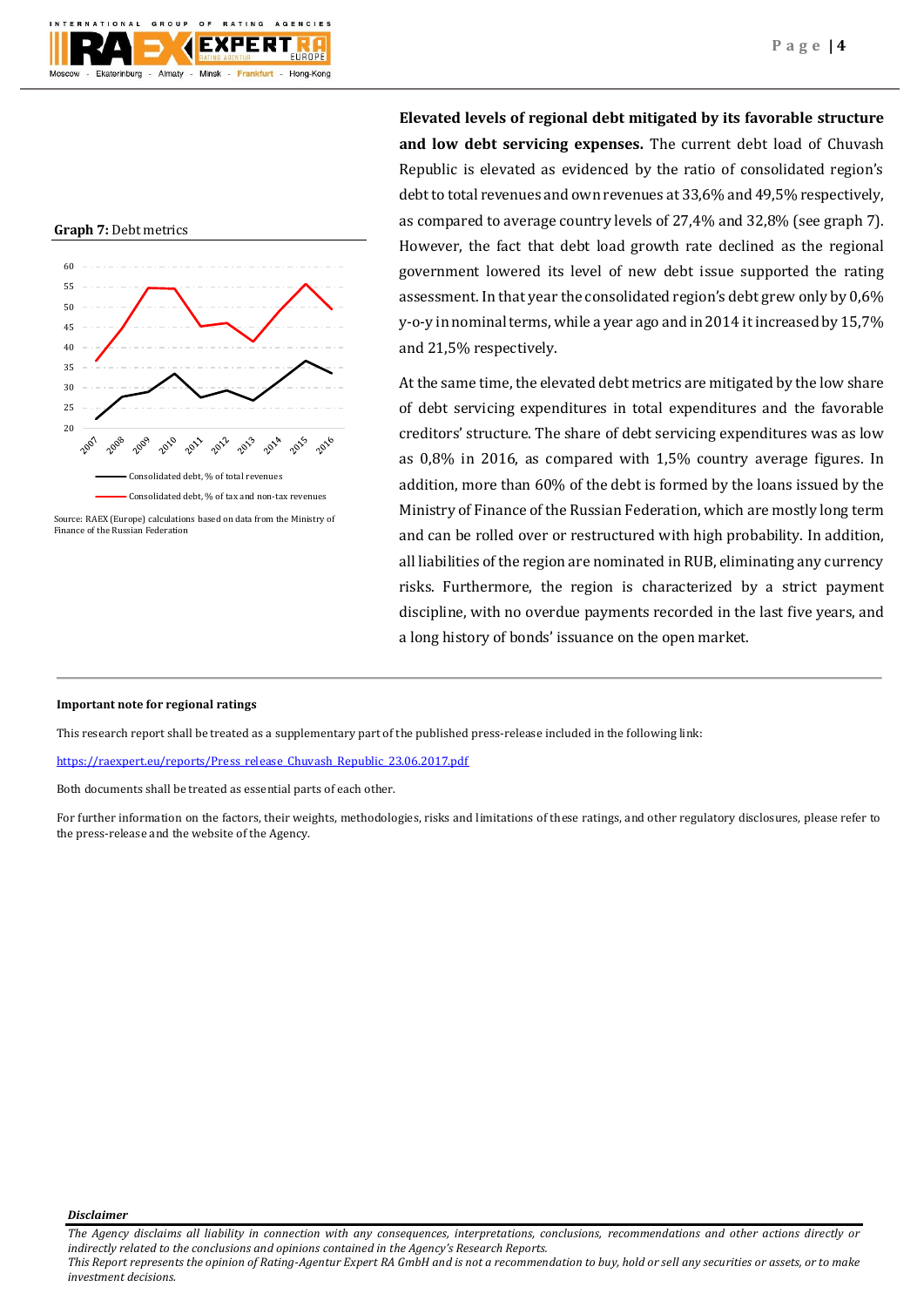**Graph 7:** Debt metrics

60
55
50
45
40
35
30
25
20

2007 2008 2009 2010 2011 2012 2013 2014 2015 2016

Consolidated debt, % of total revenues

Consolidated debt, % of tax and non-tax revenues

Source: RAEX (Europe) calculations based on data from the Ministry of Finance of the Russian Federation

**Elevated levels of regional debt mitigated by its favorable structure and low debt servicing expenses.** The current debt load of Chuvash Republic is elevated as evidenced by the ratio of consolidated region's debt to total revenues and own revenues at 33,6% and 49,5% respectively, as compared to average country levels of 27,4% and 32,8% (see graph 7). However, the fact that debt load growth rate declined as the regional government lowered its level of new debt issue supported the rating assessment. In that year the consolidated region's debt grew only by 0,6% y-o-y in nominal terms, while a year ago and in 2014 it increased by 15,7% and 21,5% respectively.

At the same time, the elevated debt metrics are mitigated by the low share of debt servicing expenditures in total expenditures and the favorable creditors' structure. The share of debt servicing expenditures was as low as 0,8% in 2016, as compared with 1,5% country average figures. In addition, more than 60% of the debt is formed by the loans issued by the Ministry of Finance of the Russian Federation, which are mostly long term and can be rolled over or restructured with high probability. In addition, all liabilities of the region are nominated in RUB, eliminating any currency risks. Furthermore, the region is characterized by a strict payment discipline, with no overdue payments recorded in the last five years, and a long history of bonds' issuance on the open market.

---

**Important note for regional ratings**

This research report shall be treated as a supplementary part of the published press-release included in the following link:

https://raexpert.eu/reports/Press_release_Chuvash_Republic_23.06.2017.pdf

Both documents shall be treated as essential parts of each other.

For further information on the factors, their weights, methodologies, risks and limitations of these ratings, and other regulatory disclosures, please refer to the press-release and the website of the Agency.

***Disclaimer***

*The Agency disclaims all liability in connection with any consequences, interpretations, conclusions, recommendations and other actions directly or indirectly related to the conclusions and opinions contained in the Agency's Research Reports.*

*This Report represents the opinion of Rating-Agentur Expert RA GmbH and is not a recommendation to buy, hold or sell any securities or assets, or to make investment decisions.*